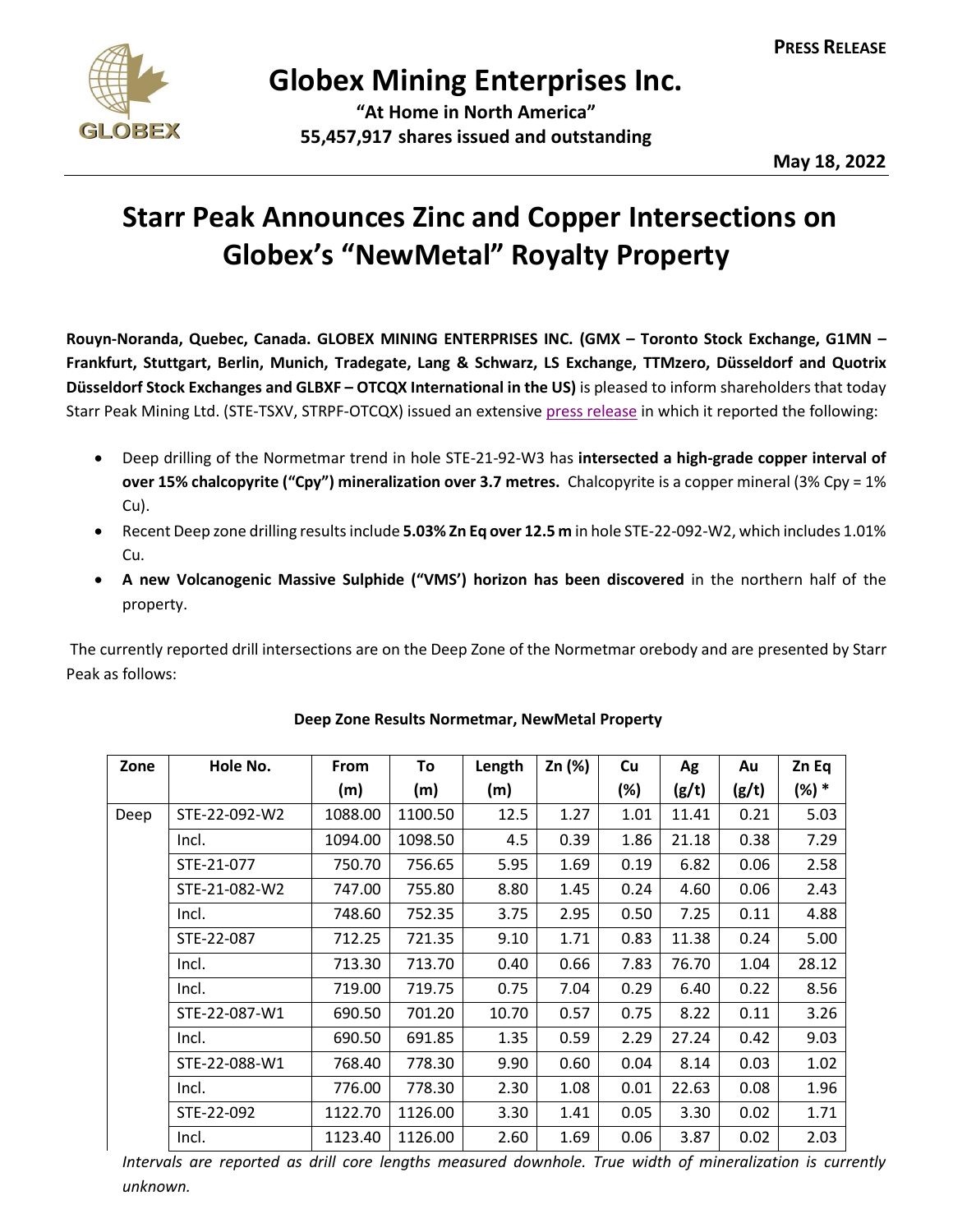**PRESS RELEASE**

# Globex Mining Enterprises Inc.

**"At Home in North America"**
**55,457,917 shares issued and outstanding**

**May 18, 2022**

# Starr Peak Announces Zinc and Copper Intersections on Globex's "NewMetal" Royalty Property

**Rouyn-Noranda, Quebec, Canada. GLOBEX MINING ENTERPRISES INC. (GMX – Toronto Stock Exchange, G1MN – Frankfurt, Stuttgart, Berlin, Munich, Tradegate, Lang & Schwarz, LS Exchange, TTMzero, Düsseldorf and Quotrix Düsseldorf Stock Exchanges and GLBXF – OTCQX International in the US)** is pleased to inform shareholders that today Starr Peak Mining Ltd. (STE-TSXV, STRPF-OTCQX) issued an extensive press release in which it reported the following:

- Deep drilling of the Normetmar trend in hole STE-21-92-W3 has **intersected a high-grade copper interval of over 15% chalcopyrite ("Cpy") mineralization over 3.7 metres.** Chalcopyrite is a copper mineral (3% Cpy = 1% Cu).
- Recent Deep zone drilling results include **5.03% Zn Eq over 12.5 m** in hole STE-22-092-W2, which includes 1.01% Cu.
- **A new Volcanogenic Massive Sulphide ("VMS') horizon has been discovered** in the northern half of the property.

The currently reported drill intersections are on the Deep Zone of the Normetmar orebody and are presented by Starr Peak as follows:

**Deep Zone Results Normetmar, NewMetal Property**

| Zone | Hole No. | From (m) | To (m) | Length (m) | Zn (%) | Cu (%) | Ag (g/t) | Au (g/t) | Zn Eq (%) * |
|---|---|---|---|---|---|---|---|---|---|
| Deep | STE-22-092-W2 | 1088.00 | 1100.50 | 12.5 | 1.27 | 1.01 | 11.41 | 0.21 | 5.03 |
| | Incl. | 1094.00 | 1098.50 | 4.5 | 0.39 | 1.86 | 21.18 | 0.38 | 7.29 |
| | STE-21-077 | 750.70 | 756.65 | 5.95 | 1.69 | 0.19 | 6.82 | 0.06 | 2.58 |
| | STE-21-082-W2 | 747.00 | 755.80 | 8.80 | 1.45 | 0.24 | 4.60 | 0.06 | 2.43 |
| | Incl. | 748.60 | 752.35 | 3.75 | 2.95 | 0.50 | 7.25 | 0.11 | 4.88 |
| | STE-22-087 | 712.25 | 721.35 | 9.10 | 1.71 | 0.83 | 11.38 | 0.24 | 5.00 |
| | Incl. | 713.30 | 713.70 | 0.40 | 0.66 | 7.83 | 76.70 | 1.04 | 28.12 |
| | Incl. | 719.00 | 719.75 | 0.75 | 7.04 | 0.29 | 6.40 | 0.22 | 8.56 |
| | STE-22-087-W1 | 690.50 | 701.20 | 10.70 | 0.57 | 0.75 | 8.22 | 0.11 | 3.26 |
| | Incl. | 690.50 | 691.85 | 1.35 | 0.59 | 2.29 | 27.24 | 0.42 | 9.03 |
| | STE-22-088-W1 | 768.40 | 778.30 | 9.90 | 0.60 | 0.04 | 8.14 | 0.03 | 1.02 |
| | Incl. | 776.00 | 778.30 | 2.30 | 1.08 | 0.01 | 22.63 | 0.08 | 1.96 |
| | STE-22-092 | 1122.70 | 1126.00 | 3.30 | 1.41 | 0.05 | 3.30 | 0.02 | 1.71 |
| | Incl. | 1123.40 | 1126.00 | 2.60 | 1.69 | 0.06 | 3.87 | 0.02 | 2.03 |

*Intervals are reported as drill core lengths measured downhole. True width of mineralization is currently unknown.*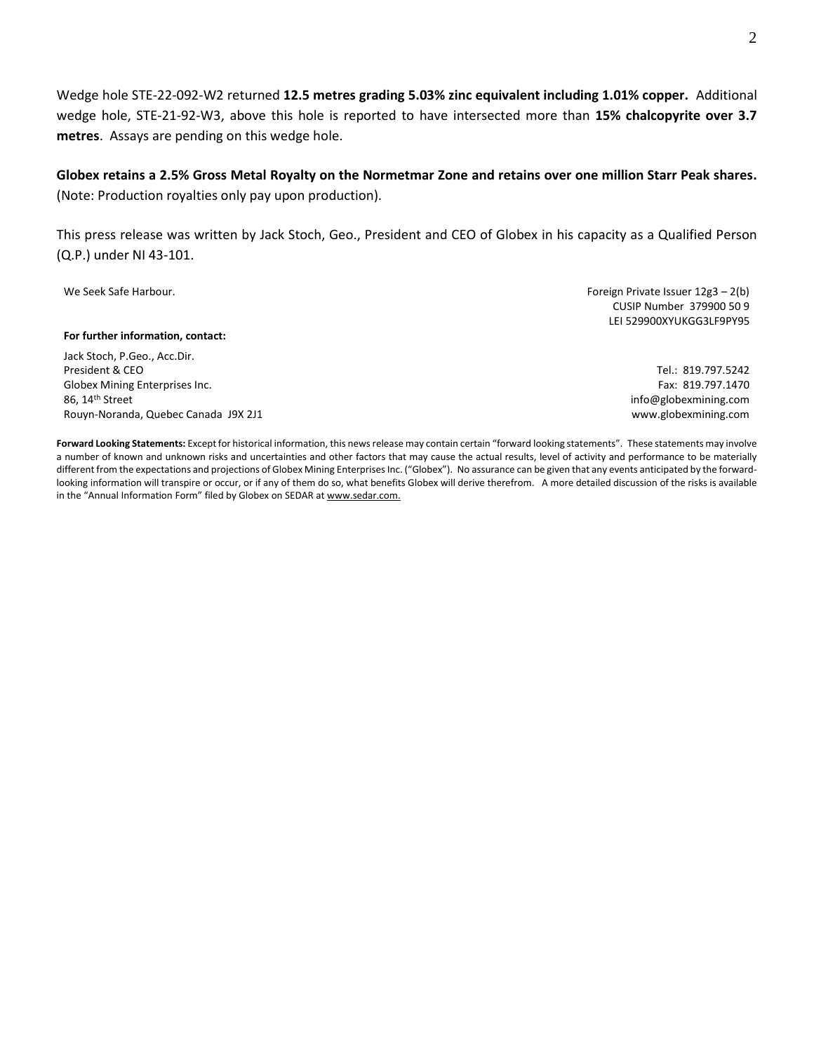Wedge hole STE-22-092-W2 returned **12.5 metres grading 5.03% zinc equivalent including 1.01% copper.** Additional wedge hole, STE-21-92-W3, above this hole is reported to have intersected more than **15% chalcopyrite over 3.7 metres**. Assays are pending on this wedge hole.

**Globex retains a 2.5% Gross Metal Royalty on the Normetmar Zone and retains over one million Starr Peak shares.** (Note: Production royalties only pay upon production).

This press release was written by Jack Stoch, Geo., President and CEO of Globex in his capacity as a Qualified Person (Q.P.) under NI 43-101.

We Seek Safe Harbour.

Foreign Private Issuer 12g3 – 2(b)
CUSIP Number 379900 50 9
LEI 529900XYUKGG3LF9PY95

**For further information, contact:**

Jack Stoch, P.Geo., Acc.Dir.
President & CEO
Globex Mining Enterprises Inc.
86, 14th Street
Rouyn-Noranda, Quebec Canada J9X 2J1

Tel.: 819.797.5242
Fax: 819.797.1470
info@globexmining.com
www.globexmining.com

**Forward Looking Statements:** Except for historical information, this news release may contain certain "forward looking statements". These statements may involve a number of known and unknown risks and uncertainties and other factors that may cause the actual results, level of activity and performance to be materially different from the expectations and projections of Globex Mining Enterprises Inc. ("Globex"). No assurance can be given that any events anticipated by the forward-looking information will transpire or occur, or if any of them do so, what benefits Globex will derive therefrom. A more detailed discussion of the risks is available in the "Annual Information Form" filed by Globex on SEDAR at www.sedar.com.